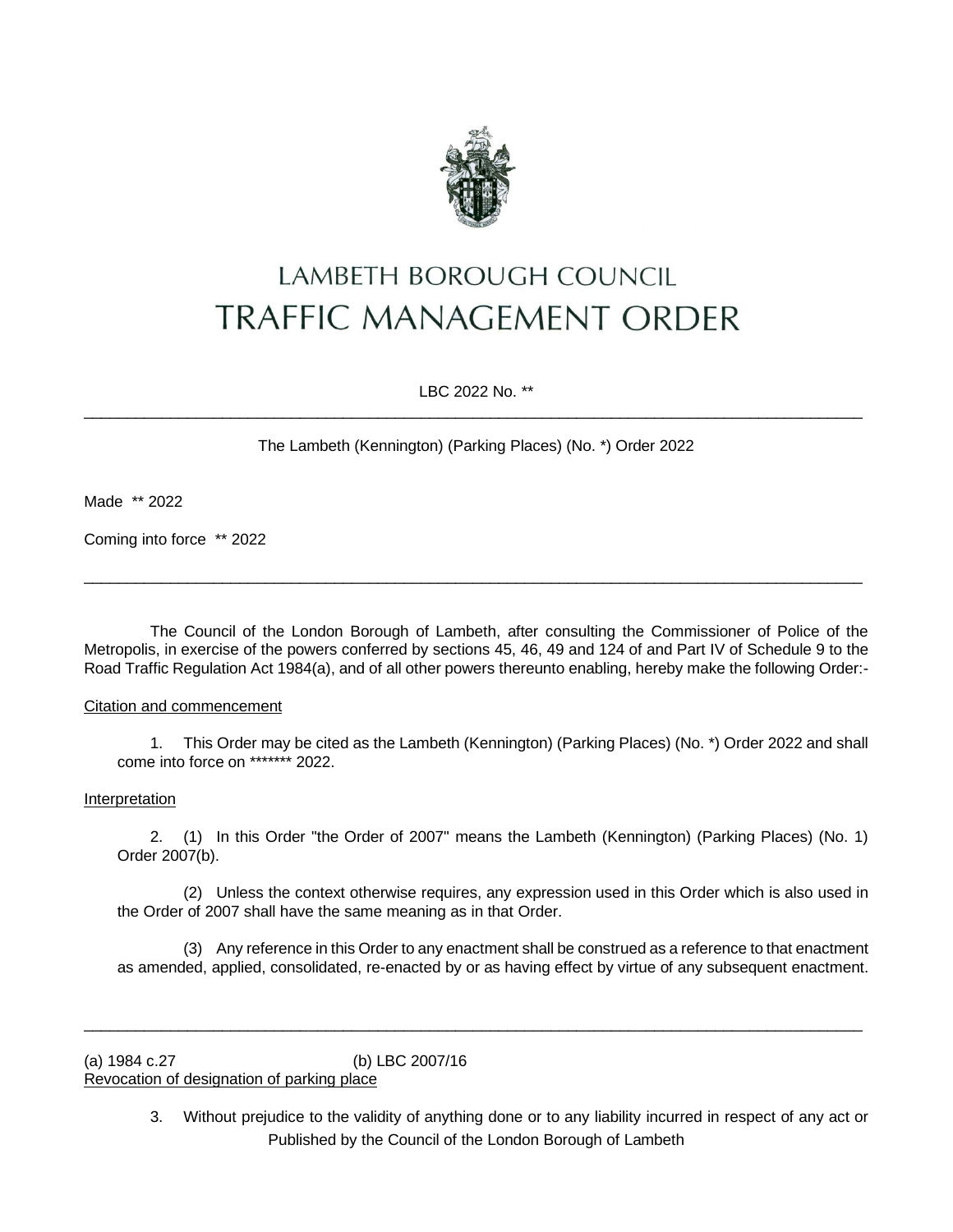# LAMBETH BOROUGH COUNCIL
# TRAFFIC MANAGEMENT ORDER

LBC 2022 No. **

---

The Lambeth (Kennington) (Parking Places) (No. *) Order 2022

Made ** 2022

Coming into force ** 2022

---

The Council of the London Borough of Lambeth, after consulting the Commissioner of Police of the Metropolis, in exercise of the powers conferred by sections 45, 46, 49 and 124 of and Part IV of Schedule 9 to the Road Traffic Regulation Act 1984(a), and of all other powers thereunto enabling, hereby make the following Order:-

Citation and commencement

1. This Order may be cited as the Lambeth (Kennington) (Parking Places) (No. *) Order 2022 and shall come into force on ******* 2022.

Interpretation

2. (1) In this Order "the Order of 2007" means the Lambeth (Kennington) (Parking Places) (No. 1) Order 2007(b).

(2) Unless the context otherwise requires, any expression used in this Order which is also used in the Order of 2007 shall have the same meaning as in that Order.

(3) Any reference in this Order to any enactment shall be construed as a reference to that enactment as amended, applied, consolidated, re-enacted by or as having effect by virtue of any subsequent enactment.

---

(a) 1984 c.27 (b) LBC 2007/16

Revocation of designation of parking place

3. Without prejudice to the validity of anything done or to any liability incurred in respect of any act or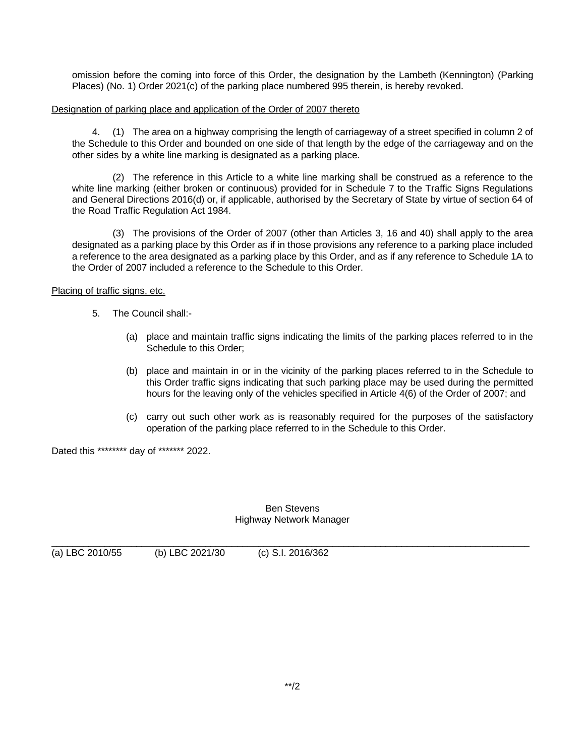omission before the coming into force of this Order, the designation by the Lambeth (Kennington) (Parking Places) (No. 1) Order 2021(c) of the parking place numbered 995 therein, is hereby revoked.

<u>Designation of parking place and application of the Order of 2007 thereto</u>

4. (1) The area on a highway comprising the length of carriageway of a street specified in column 2 of the Schedule to this Order and bounded on one side of that length by the edge of the carriageway and on the other sides by a white line marking is designated as a parking place.

(2) The reference in this Article to a white line marking shall be construed as a reference to the white line marking (either broken or continuous) provided for in Schedule 7 to the Traffic Signs Regulations and General Directions 2016(d) or, if applicable, authorised by the Secretary of State by virtue of section 64 of the Road Traffic Regulation Act 1984.

(3) The provisions of the Order of 2007 (other than Articles 3, 16 and 40) shall apply to the area designated as a parking place by this Order as if in those provisions any reference to a parking place included a reference to the area designated as a parking place by this Order, and as if any reference to Schedule 1A to the Order of 2007 included a reference to the Schedule to this Order.

<u>Placing of traffic signs, etc.</u>

5. The Council shall:-

(a) place and maintain traffic signs indicating the limits of the parking places referred to in the Schedule to this Order;

(b) place and maintain in or in the vicinity of the parking places referred to in the Schedule to this Order traffic signs indicating that such parking place may be used during the permitted hours for the leaving only of the vehicles specified in Article 4(6) of the Order of 2007; and

(c) carry out such other work as is reasonably required for the purposes of the satisfactory operation of the parking place referred to in the Schedule to this Order.

Dated this ******** day of ******* 2022.

Ben Stevens
Highway Network Manager

---

(a) LBC 2010/55 (b) LBC 2021/30 (c) S.I. 2016/362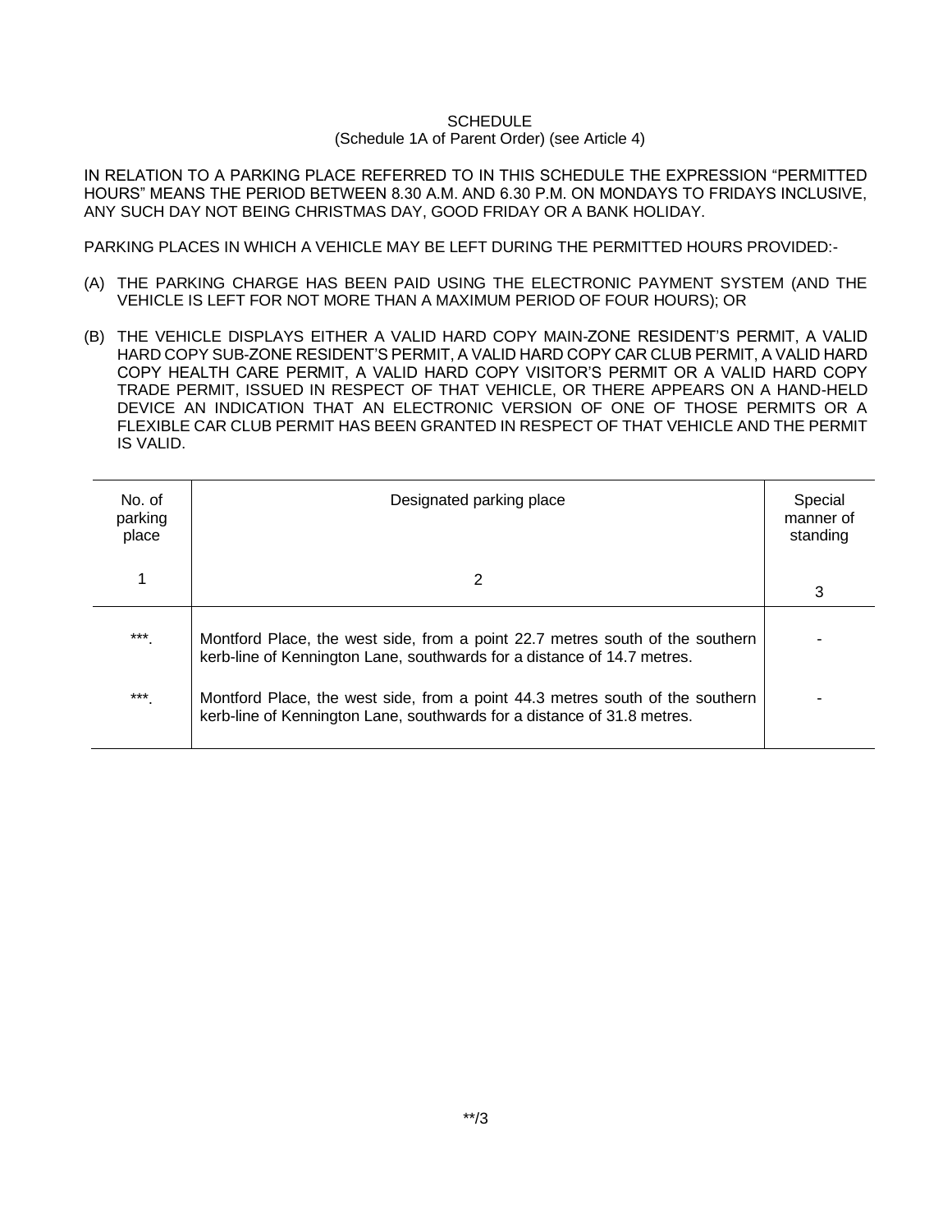SCHEDULE
(Schedule 1A of Parent Order) (see Article 4)

IN RELATION TO A PARKING PLACE REFERRED TO IN THIS SCHEDULE THE EXPRESSION "PERMITTED HOURS" MEANS THE PERIOD BETWEEN 8.30 A.M. AND 6.30 P.M. ON MONDAYS TO FRIDAYS INCLUSIVE, ANY SUCH DAY NOT BEING CHRISTMAS DAY, GOOD FRIDAY OR A BANK HOLIDAY.

PARKING PLACES IN WHICH A VEHICLE MAY BE LEFT DURING THE PERMITTED HOURS PROVIDED:-

(A) THE PARKING CHARGE HAS BEEN PAID USING THE ELECTRONIC PAYMENT SYSTEM (AND THE VEHICLE IS LEFT FOR NOT MORE THAN A MAXIMUM PERIOD OF FOUR HOURS); OR

(B) THE VEHICLE DISPLAYS EITHER A VALID HARD COPY MAIN-ZONE RESIDENT'S PERMIT, A VALID HARD COPY SUB-ZONE RESIDENT'S PERMIT, A VALID HARD COPY CAR CLUB PERMIT, A VALID HARD COPY HEALTH CARE PERMIT, A VALID HARD COPY VISITOR'S PERMIT OR A VALID HARD COPY TRADE PERMIT, ISSUED IN RESPECT OF THAT VEHICLE, OR THERE APPEARS ON A HAND-HELD DEVICE AN INDICATION THAT AN ELECTRONIC VERSION OF ONE OF THOSE PERMITS OR A FLEXIBLE CAR CLUB PERMIT HAS BEEN GRANTED IN RESPECT OF THAT VEHICLE AND THE PERMIT IS VALID.

| No. of parking place | Designated parking place | Special manner of standing |
|---|---|---|
| 1 | 2 | 3 |
| ***. | Montford Place, the west side, from a point 22.7 metres south of the southern kerb-line of Kennington Lane, southwards for a distance of 14.7 metres. | - |
| ***. | Montford Place, the west side, from a point 44.3 metres south of the southern kerb-line of Kennington Lane, southwards for a distance of 31.8 metres. | - |

**/3